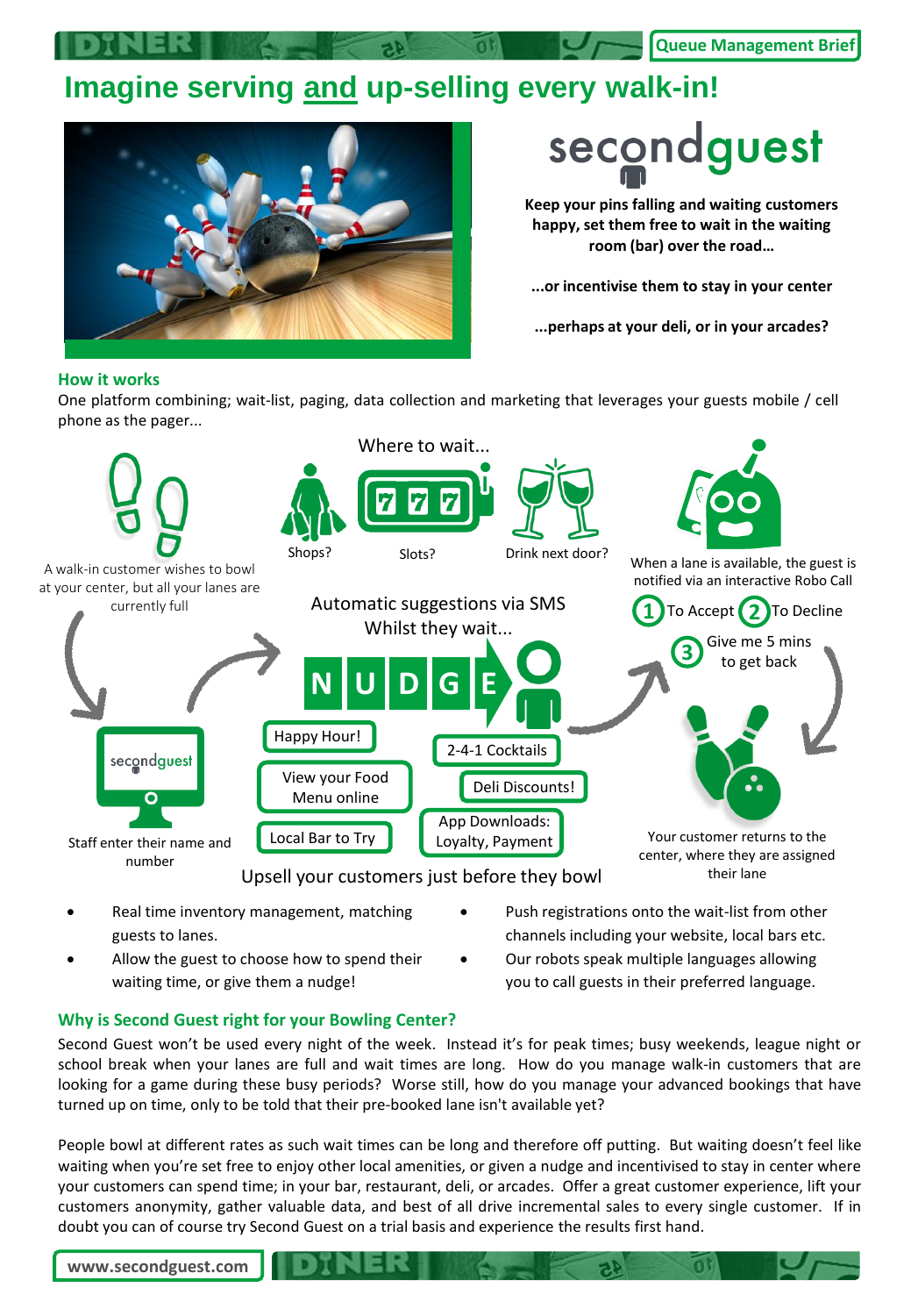Queue Management Brief

# Imagine serving and up-selling every walk-in!

secondguest

**Keep your pins falling and waiting customers happy, set them free to wait in the waiting room (bar) over the road…**

**...or incentivise them to stay in your center**

**...perhaps at your deli, or in your arcades?**

## How it works

One platform combining; wait-list, paging, data collection and marketing that leverages your guests mobile / cell phone as the pager...

A walk-in customer wishes to bowl at your center, but all your lanes are currently full

Staff enter their name and number

Where to wait...

Shops? Slots? Drink next door?

Automatic suggestions via SMS Whilst they wait...

NUDGE

- Happy Hour!
- 2-4-1 Cocktails
- View your Food Menu online
- Deli Discounts!
- Local Bar to Try
- App Downloads: Loyalty, Payment

Upsell your customers just before they bowl

When a lane is available, the guest is notified via an interactive Robo Call

1. To Accept
2. To Decline
3. Give me 5 mins to get back

Your customer returns to the center, where they are assigned their lane

- Real time inventory management, matching guests to lanes.
- Allow the guest to choose how to spend their waiting time, or give them a nudge!
- Push registrations onto the wait-list from other channels including your website, local bars etc.
- Our robots speak multiple languages allowing you to call guests in their preferred language.

## Why is Second Guest right for your Bowling Center?

Second Guest won't be used every night of the week. Instead it's for peak times; busy weekends, league night or school break when your lanes are full and wait times are long. How do you manage walk-in customers that are looking for a game during these busy periods? Worse still, how do you manage your advanced bookings that have turned up on time, only to be told that their pre-booked lane isn't available yet?

People bowl at different rates as such wait times can be long and therefore off putting. But waiting doesn't feel like waiting when you're set free to enjoy other local amenities, or given a nudge and incentivised to stay in center where your customers can spend time; in your bar, restaurant, deli, or arcades. Offer a great customer experience, lift your customers anonymity, gather valuable data, and best of all drive incremental sales to every single customer. If in doubt you can of course try Second Guest on a trial basis and experience the results first hand.

www.secondguest.com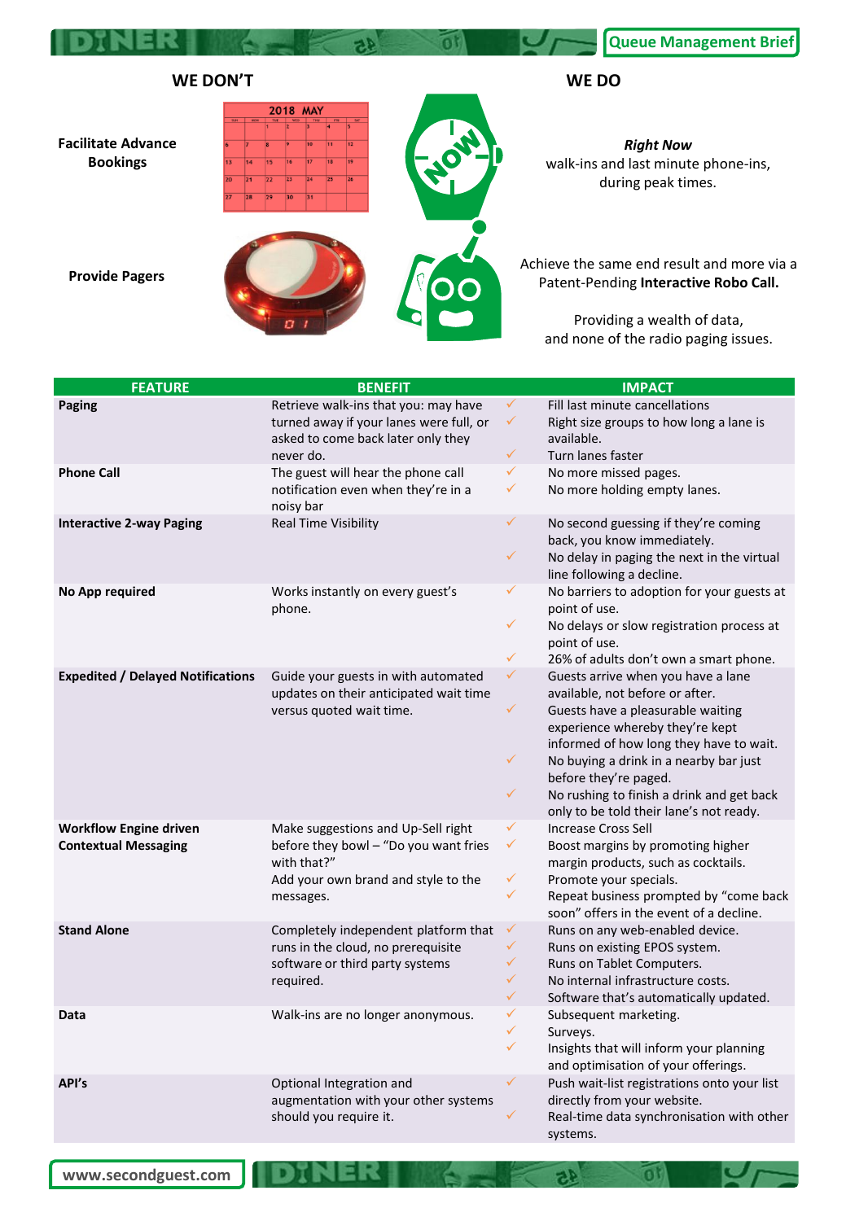Queue Management Brief

| WE DON'T | WE DO |
|---|---|
| **Facilitate Advance Bookings** | ***Right Now*** walk-ins and last minute phone-ins, during peak times. |
| **Provide Pagers** | Achieve the same end result and more via a Patent-Pending **Interactive Robo Call.** Providing a wealth of data, and none of the radio paging issues. |

| FEATURE | BENEFIT | IMPACT |
|---|---|---|
| **Paging** | Retrieve walk-ins that you: may have turned away if your lanes were full, or asked to come back later only they never do. | ✓ Fill last minute cancellations<br>✓ Right size groups to how long a lane is available.<br>✓ Turn lanes faster |
| **Phone Call** | The guest will hear the phone call notification even when they're in a noisy bar | ✓ No more missed pages.<br>✓ No more holding empty lanes. |
| **Interactive 2-way Paging** | Real Time Visibility | ✓ No second guessing if they're coming back, you know immediately.<br>✓ No delay in paging the next in the virtual line following a decline. |
| **No App required** | Works instantly on every guest's phone. | ✓ No barriers to adoption for your guests at point of use.<br>✓ No delays or slow registration process at point of use.<br>✓ 26% of adults don't own a smart phone. |
| **Expedited / Delayed Notifications** | Guide your guests in with automated updates on their anticipated wait time versus quoted wait time. | ✓ Guests arrive when you have a lane available, not before or after.<br>✓ Guests have a pleasurable waiting experience whereby they're kept informed of how long they have to wait.<br>✓ No buying a drink in a nearby bar just before they're paged.<br>✓ No rushing to finish a drink and get back only to be told their lane's not ready. |
| **Workflow Engine driven Contextual Messaging** | Make suggestions and Up-Sell right before they bowl – "Do you want fries with that?"<br>Add your own brand and style to the messages. | ✓ Increase Cross Sell<br>✓ Boost margins by promoting higher margin products, such as cocktails.<br>✓ Promote your specials.<br>✓ Repeat business prompted by "come back soon" offers in the event of a decline. |
| **Stand Alone** | Completely independent platform that runs in the cloud, no prerequisite software or third party systems required. | ✓ Runs on any web-enabled device.<br>✓ Runs on existing EPOS system.<br>✓ Runs on Tablet Computers.<br>✓ No internal infrastructure costs.<br>✓ Software that's automatically updated. |
| **Data** | Walk-ins are no longer anonymous. | ✓ Subsequent marketing.<br>✓ Surveys.<br>✓ Insights that will inform your planning and optimisation of your offerings. |
| **API's** | Optional Integration and augmentation with your other systems should you require it. | ✓ Push wait-list registrations onto your list directly from your website.<br>✓ Real-time data synchronisation with other systems. |

www.secondguest.com